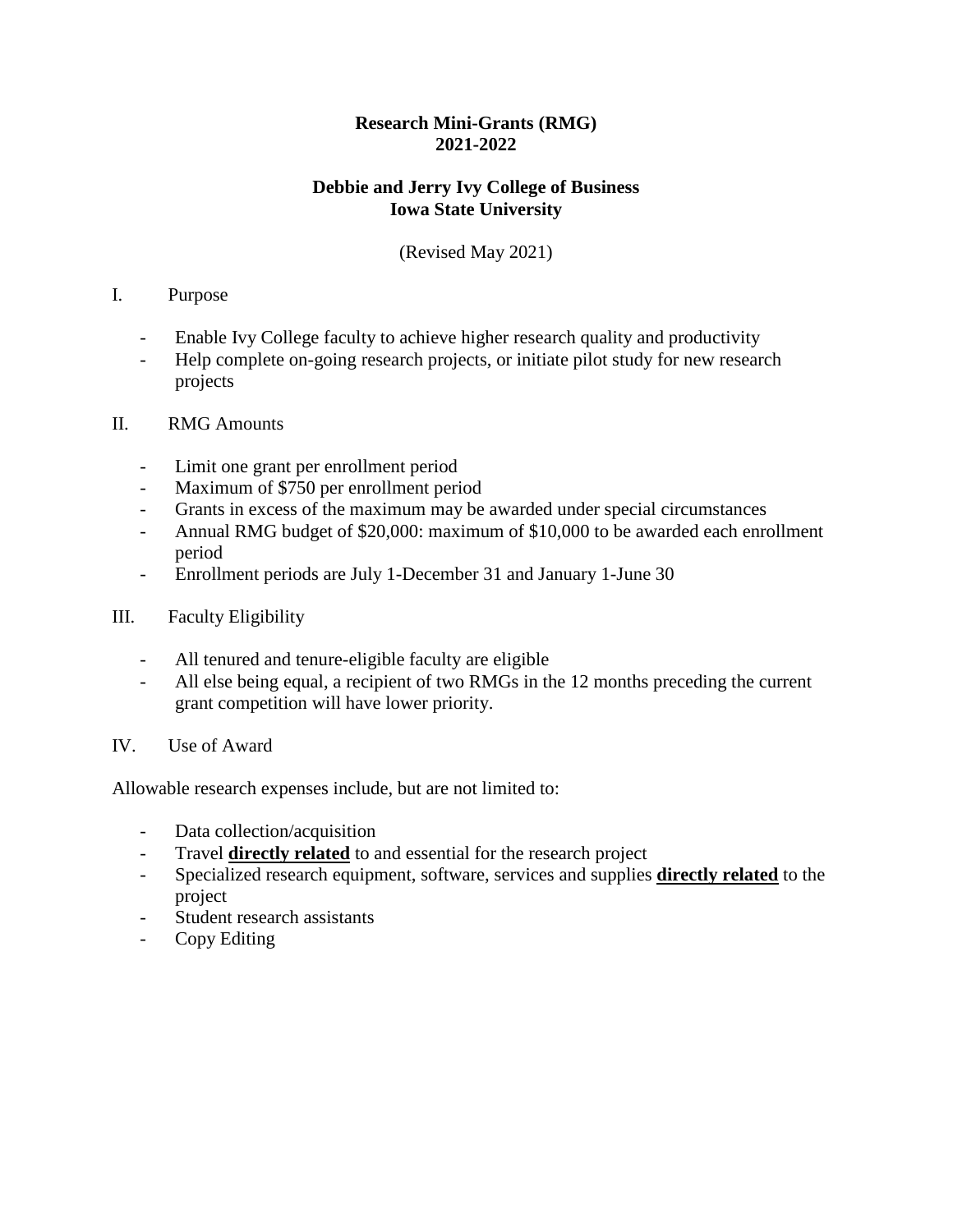**Research Mini-Grants (RMG)**
**2021-2022**

**Debbie and Jerry Ivy College of Business**
**Iowa State University**

(Revised May 2021)

## I. Purpose

- Enable Ivy College faculty to achieve higher research quality and productivity
- Help complete on-going research projects, or initiate pilot study for new research projects

## II. RMG Amounts

- Limit one grant per enrollment period
- Maximum of $750 per enrollment period
- Grants in excess of the maximum may be awarded under special circumstances
- Annual RMG budget of $20,000: maximum of $10,000 to be awarded each enrollment period
- Enrollment periods are July 1-December 31 and January 1-June 30

## III. Faculty Eligibility

- All tenured and tenure-eligible faculty are eligible
- All else being equal, a recipient of two RMGs in the 12 months preceding the current grant competition will have lower priority.

## IV. Use of Award

Allowable research expenses include, but are not limited to:

- Data collection/acquisition
- Travel <u>**directly related**</u> to and essential for the research project
- Specialized research equipment, software, services and supplies <u>**directly related**</u> to the project
- Student research assistants
- Copy Editing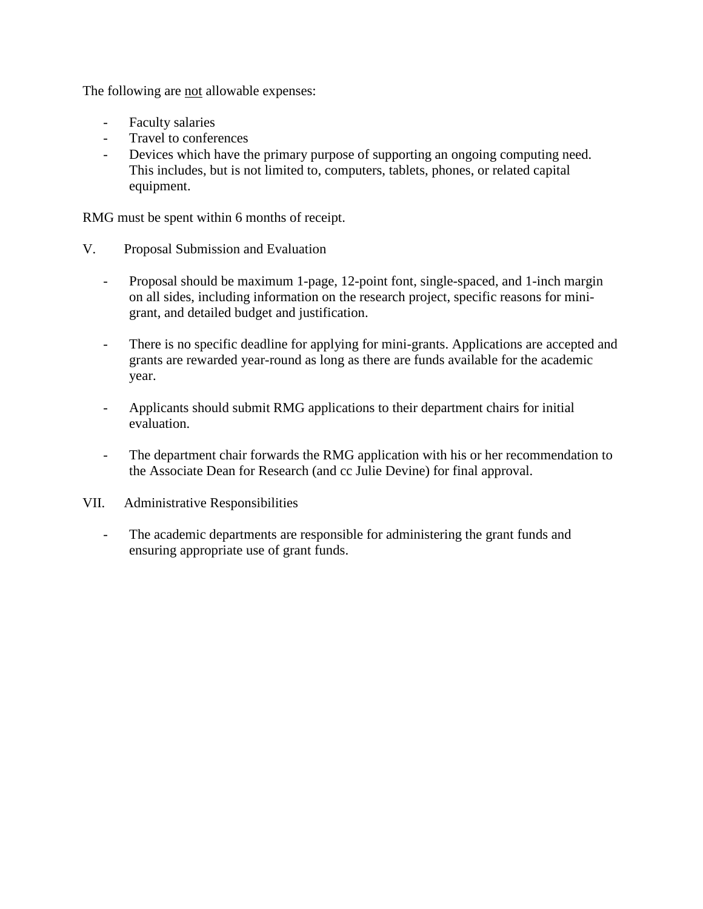The following are <u>not</u> allowable expenses:

- Faculty salaries
- Travel to conferences
- Devices which have the primary purpose of supporting an ongoing computing need. This includes, but is not limited to, computers, tablets, phones, or related capital equipment.

RMG must be spent within 6 months of receipt.

V. Proposal Submission and Evaluation

- Proposal should be maximum 1-page, 12-point font, single-spaced, and 1-inch margin on all sides, including information on the research project, specific reasons for mini-grant, and detailed budget and justification.

- There is no specific deadline for applying for mini-grants. Applications are accepted and grants are rewarded year-round as long as there are funds available for the academic year.

- Applicants should submit RMG applications to their department chairs for initial evaluation.

- The department chair forwards the RMG application with his or her recommendation to the Associate Dean for Research (and cc Julie Devine) for final approval.

VII. Administrative Responsibilities

- The academic departments are responsible for administering the grant funds and ensuring appropriate use of grant funds.